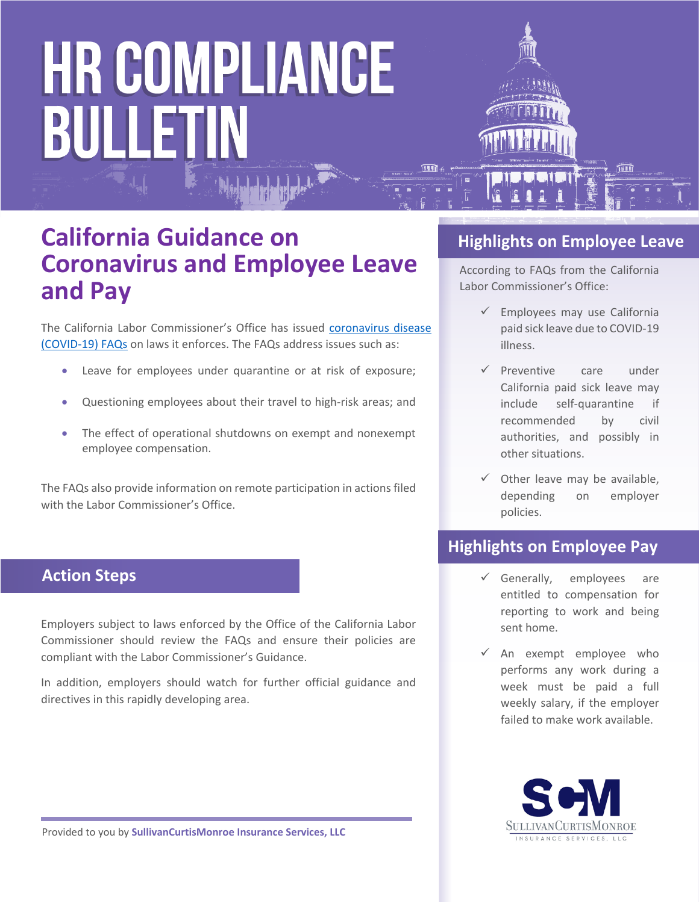# HR COMPLIANCE BULLETIN

## California Guidance on Coronavirus and Employee Leave and Pay

The California Labor Commissioner's Office has issued coronavirus disease (COVID-19) FAQs on laws it enforces. The FAQs address issues such as:

- Leave for employees under quarantine or at risk of exposure;
- Questioning employees about their travel to high-risk areas; and
- The effect of operational shutdowns on exempt and nonexempt employee compensation.

The FAQs also provide information on remote participation in actions filed with the Labor Commissioner's Office.

### Action Steps

Employers subject to laws enforced by the Office of the California Labor Commissioner should review the FAQs and ensure their policies are compliant with the Labor Commissioner's Guidance.

In addition, employers should watch for further official guidance and directives in this rapidly developing area.

### Highlights on Employee Leave

According to FAQs from the California Labor Commissioner's Office:

- ✓ Employees may use California paid sick leave due to COVID-19 illness.
- ✓ Preventive care under California paid sick leave may include self-quarantine if recommended by civil authorities, and possibly in other situations.
- ✓ Other leave may be available, depending on employer policies.

### Highlights on Employee Pay

- ✓ Generally, employees are entitled to compensation for reporting to work and being sent home.
- ✓ An exempt employee who performs any work during a week must be paid a full weekly salary, if the employer failed to make work available.

Provided to you by **SullivanCurtisMonroe Insurance Services, LLC**

SCM SullivanCurtisMonroe Insurance Services, LLC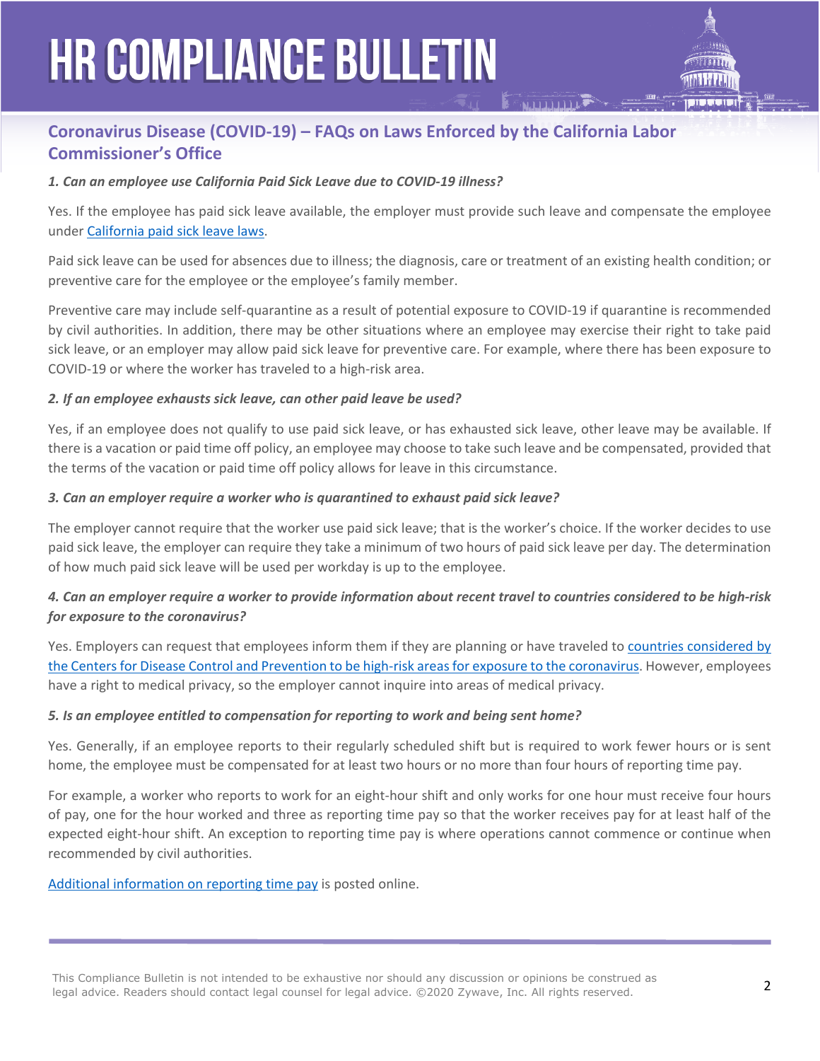## Coronavirus Disease (COVID-19) – FAQs on Laws Enforced by the California Labor Commissioner's Office

***1. Can an employee use California Paid Sick Leave due to COVID-19 illness?***

Yes. If the employee has paid sick leave available, the employer must provide such leave and compensate the employee under California paid sick leave laws.

Paid sick leave can be used for absences due to illness; the diagnosis, care or treatment of an existing health condition; or preventive care for the employee or the employee's family member.

Preventive care may include self-quarantine as a result of potential exposure to COVID-19 if quarantine is recommended by civil authorities. In addition, there may be other situations where an employee may exercise their right to take paid sick leave, or an employer may allow paid sick leave for preventive care. For example, where there has been exposure to COVID-19 or where the worker has traveled to a high-risk area.

***2. If an employee exhausts sick leave, can other paid leave be used?***

Yes, if an employee does not qualify to use paid sick leave, or has exhausted sick leave, other leave may be available. If there is a vacation or paid time off policy, an employee may choose to take such leave and be compensated, provided that the terms of the vacation or paid time off policy allows for leave in this circumstance.

***3. Can an employer require a worker who is quarantined to exhaust paid sick leave?***

The employer cannot require that the worker use paid sick leave; that is the worker's choice. If the worker decides to use paid sick leave, the employer can require they take a minimum of two hours of paid sick leave per day. The determination of how much paid sick leave will be used per workday is up to the employee.

***4. Can an employer require a worker to provide information about recent travel to countries considered to be high-risk for exposure to the coronavirus?***

Yes. Employers can request that employees inform them if they are planning or have traveled to countries considered by the Centers for Disease Control and Prevention to be high-risk areas for exposure to the coronavirus. However, employees have a right to medical privacy, so the employer cannot inquire into areas of medical privacy.

***5. Is an employee entitled to compensation for reporting to work and being sent home?***

Yes. Generally, if an employee reports to their regularly scheduled shift but is required to work fewer hours or is sent home, the employee must be compensated for at least two hours or no more than four hours of reporting time pay.

For example, a worker who reports to work for an eight-hour shift and only works for one hour must receive four hours of pay, one for the hour worked and three as reporting time pay so that the worker receives pay for at least half of the expected eight-hour shift. An exception to reporting time pay is where operations cannot commence or continue when recommended by civil authorities.

Additional information on reporting time pay is posted online.

This Compliance Bulletin is not intended to be exhaustive nor should any discussion or opinions be construed as legal advice. Readers should contact legal counsel for legal advice. ©2020 Zywave, Inc. All rights reserved.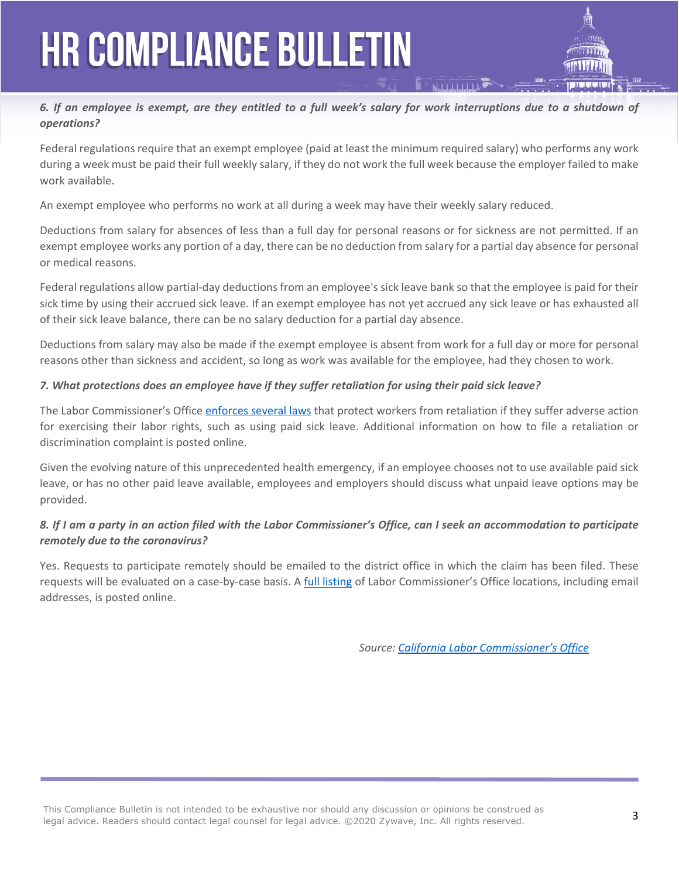***6. If an employee is exempt, are they entitled to a full week's salary for work interruptions due to a shutdown of operations?***

Federal regulations require that an exempt employee (paid at least the minimum required salary) who performs any work during a week must be paid their full weekly salary, if they do not work the full week because the employer failed to make work available.

An exempt employee who performs no work at all during a week may have their weekly salary reduced.

Deductions from salary for absences of less than a full day for personal reasons or for sickness are not permitted. If an exempt employee works any portion of a day, there can be no deduction from salary for a partial day absence for personal or medical reasons.

Federal regulations allow partial-day deductions from an employee's sick leave bank so that the employee is paid for their sick time by using their accrued sick leave. If an exempt employee has not yet accrued any sick leave or has exhausted all of their sick leave balance, there can be no salary deduction for a partial day absence.

Deductions from salary may also be made if the exempt employee is absent from work for a full day or more for personal reasons other than sickness and accident, so long as work was available for the employee, had they chosen to work.

***7. What protections does an employee have if they suffer retaliation for using their paid sick leave?***

The Labor Commissioner's Office enforces several laws that protect workers from retaliation if they suffer adverse action for exercising their labor rights, such as using paid sick leave. Additional information on how to file a retaliation or discrimination complaint is posted online.

Given the evolving nature of this unprecedented health emergency, if an employee chooses not to use available paid sick leave, or has no other paid leave available, employees and employers should discuss what unpaid leave options may be provided.

***8. If I am a party in an action filed with the Labor Commissioner's Office, can I seek an accommodation to participate remotely due to the coronavirus?***

Yes. Requests to participate remotely should be emailed to the district office in which the claim has been filed. These requests will be evaluated on a case-by-case basis. A full listing of Labor Commissioner's Office locations, including email addresses, is posted online.

*Source: California Labor Commissioner's Office*

This Compliance Bulletin is not intended to be exhaustive nor should any discussion or opinions be construed as legal advice. Readers should contact legal counsel for legal advice. ©2020 Zywave, Inc. All rights reserved.